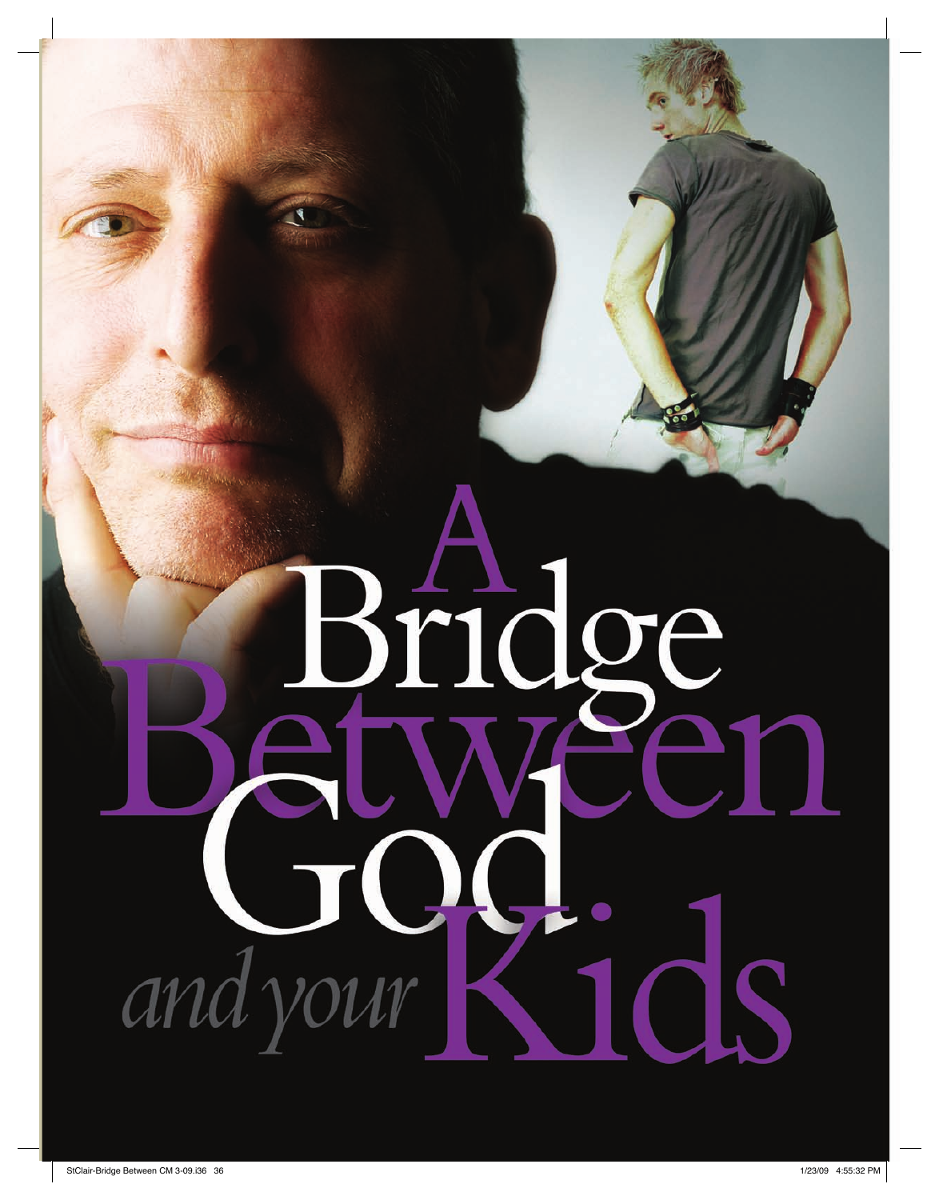# A Bridge Between God and your Kids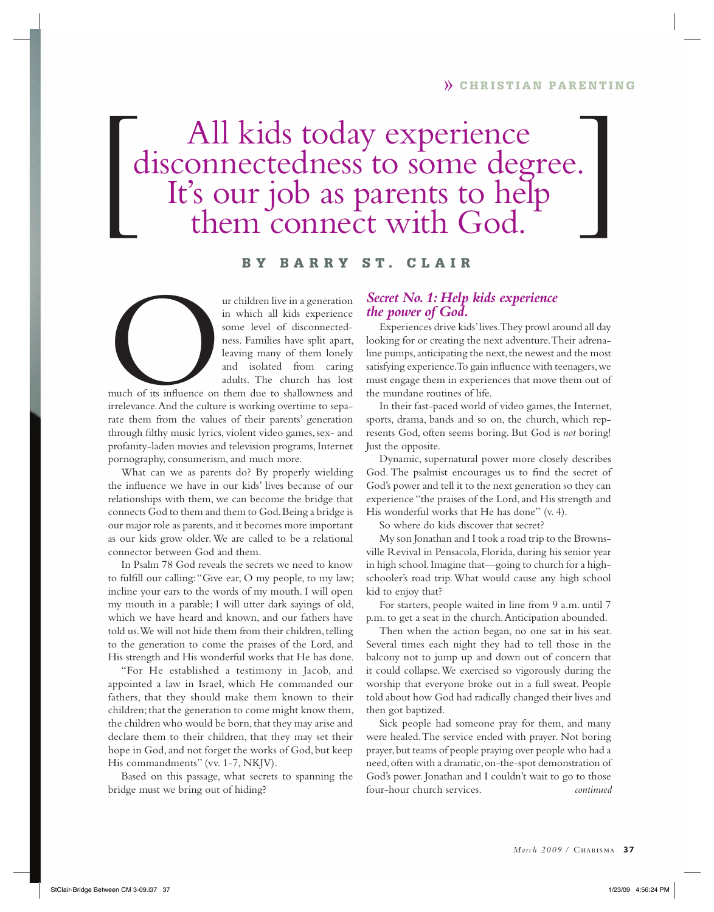# All kids today experience disconnectedness to some degree. It's our job as parents to help them connect with God.

**BY BARRY ST. CLAIR**

Our children live in a generation in which all kids experience some level of disconnectedness. Families have split apart, leaving many of them lonely and isolated from caring adults. The church has lost much of its influence on them due to shallowness and irrelevance. And the culture is working overtime to separate them from the values of their parents' generation through filthy music lyrics, violent video games, sex- and profanity-laden movies and television programs, Internet pornography, consumerism, and much more.

What can we as parents do? By properly wielding the influence we have in our kids' lives because of our relationships with them, we can become the bridge that connects God to them and them to God. Being a bridge is our major role as parents, and it becomes more important as our kids grow older. We are called to be a relational connector between God and them.

In Psalm 78 God reveals the secrets we need to know to fulfill our calling: "Give ear, O my people, to my law; incline your ears to the words of my mouth. I will open my mouth in a parable; I will utter dark sayings of old, which we have heard and known, and our fathers have told us. We will not hide them from their children, telling to the generation to come the praises of the Lord, and His strength and His wonderful works that He has done.

"For He established a testimony in Jacob, and appointed a law in Israel, which He commanded our fathers, that they should make them known to their children; that the generation to come might know them, the children who would be born, that they may arise and declare them to their children, that they may set their hope in God, and not forget the works of God, but keep His commandments" (vv. 1-7, NKJV).

Based on this passage, what secrets to spanning the bridge must we bring out of hiding?

### *Secret No. 1: Help kids experience the power of God.*

Experiences drive kids' lives. They prowl around all day looking for or creating the next adventure. Their adrenaline pumps, anticipating the next, the newest and the most satisfying experience. To gain influence with teenagers, we must engage them in experiences that move them out of the mundane routines of life.

In their fast-paced world of video games, the Internet, sports, drama, bands and so on, the church, which represents God, often seems boring. But God is *not* boring! Just the opposite.

Dynamic, supernatural power more closely describes God. The psalmist encourages us to find the secret of God's power and tell it to the next generation so they can experience "the praises of the Lord, and His strength and His wonderful works that He has done" (v. 4).

So where do kids discover that secret?

My son Jonathan and I took a road trip to the Brownsville Revival in Pensacola, Florida, during his senior year in high school. Imagine that—going to church for a high-schooler's road trip. What would cause any high school kid to enjoy that?

For starters, people waited in line from 9 a.m. until 7 p.m. to get a seat in the church. Anticipation abounded.

Then when the action began, no one sat in his seat. Several times each night they had to tell those in the balcony not to jump up and down out of concern that it could collapse. We exercised so vigorously during the worship that everyone broke out in a full sweat. People told about how God had radically changed their lives and then got baptized.

Sick people had someone pray for them, and many were healed. The service ended with prayer. Not boring prayer, but teams of people praying over people who had a need, often with a dramatic, on-the-spot demonstration of God's power. Jonathan and I couldn't wait to go to those four-hour church services. *continued*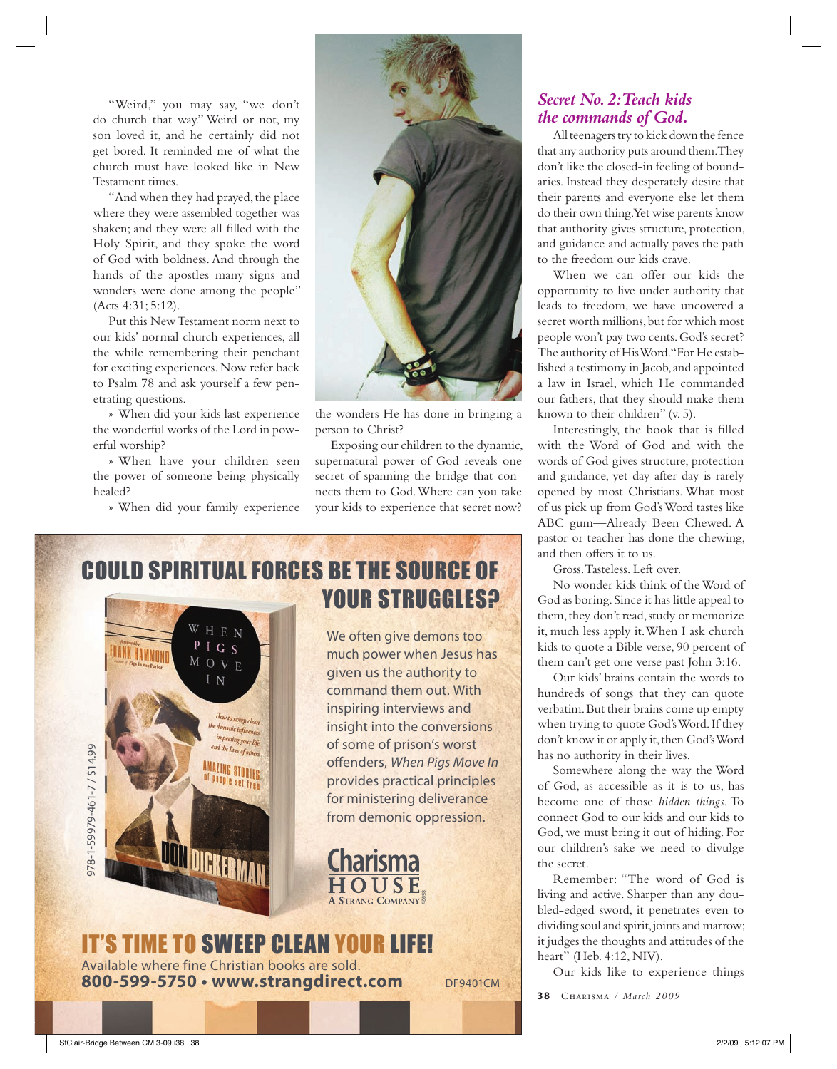"Weird," you may say, "we don't do church that way." Weird or not, my son loved it, and he certainly did not get bored. It reminded me of what the church must have looked like in New Testament times.

"And when they had prayed, the place where they were assembled together was shaken; and they were all filled with the Holy Spirit, and they spoke the word of God with boldness. And through the hands of the apostles many signs and wonders were done among the people" (Acts 4:31; 5:12).

Put this New Testament norm next to our kids' normal church experiences, all the while remembering their penchant for exciting experiences. Now refer back to Psalm 78 and ask yourself a few penetrating questions.

» When did your kids last experience the wonderful works of the Lord in powerful worship?

» When have your children seen the power of someone being physically healed?

» When did your family experience the wonders He has done in bringing a person to Christ?

Exposing our children to the dynamic, supernatural power of God reveals one secret of spanning the bridge that connects them to God. Where can you take your kids to experience that secret now?

## COULD SPIRITUAL FORCES BE THE SOURCE OF YOUR STRUGGLES?

We often give demons too much power when Jesus has given us the authority to command them out. With inspiring interviews and insight into the conversions of some of prison's worst offenders, *When Pigs Move In* provides practical principles for ministering deliverance from demonic oppression.

978-1-59979-461-7 / $14.99

Charisma HOUSE — A Strang Company

**IT'S TIME TO SWEEP CLEAN YOUR LIFE!**

Available where fine Christian books are sold.
**800-599-5750 • www.strangdirect.com**

DF9401CM

### *Secret No. 2: Teach kids the commands of God.*

All teenagers try to kick down the fence that any authority puts around them. They don't like the closed-in feeling of boundaries. Instead they desperately desire that their parents and everyone else let them do their own thing. Yet wise parents know that authority gives structure, protection, and guidance and actually paves the path to the freedom our kids crave.

When we can offer our kids the opportunity to live under authority that leads to freedom, we have uncovered a secret worth millions, but for which most people won't pay two cents. God's secret? The authority of His Word. "For He established a testimony in Jacob, and appointed a law in Israel, which He commanded our fathers, that they should make them known to their children" (v. 5).

Interestingly, the book that is filled with the Word of God and with the words of God gives structure, protection and guidance, yet day after day is rarely opened by most Christians. What most of us pick up from God's Word tastes like ABC gum—Already Been Chewed. A pastor or teacher has done the chewing, and then offers it to us.

Gross. Tasteless. Left over.

No wonder kids think of the Word of God as boring. Since it has little appeal to them, they don't read, study or memorize it, much less apply it. When I ask church kids to quote a Bible verse, 90 percent of them can't get one verse past John 3:16.

Our kids' brains contain the words to hundreds of songs that they can quote verbatim. But their brains come up empty when trying to quote God's Word. If they don't know it or apply it, then God's Word has no authority in their lives.

Somewhere along the way the Word of God, as accessible as it is to us, has become one of those *hidden things*. To connect God to our kids and our kids to God, we must bring it out of hiding. For our children's sake we need to divulge the secret.

Remember: "The word of God is living and active. Sharper than any double-edged sword, it penetrates even to dividing soul and spirit, joints and marrow; it judges the thoughts and attitudes of the heart" (Heb. 4:12, NIV).

Our kids like to experience things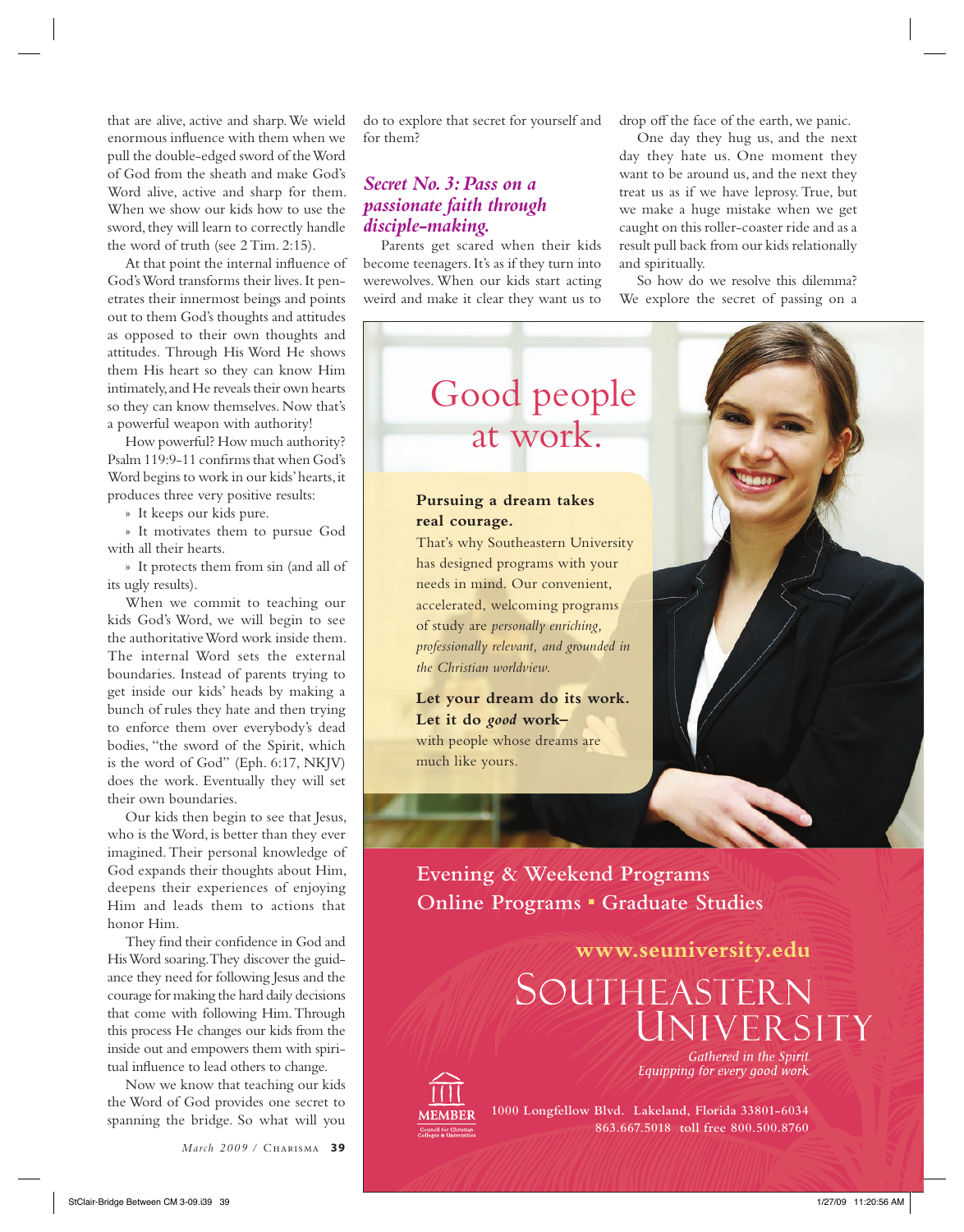that are alive, active and sharp. We wield enormous influence with them when we pull the double-edged sword of the Word of God from the sheath and make God's Word alive, active and sharp for them. When we show our kids how to use the sword, they will learn to correctly handle the word of truth (see 2 Tim. 2:15).

At that point the internal influence of God's Word transforms their lives. It penetrates their innermost beings and points out to them God's thoughts and attitudes as opposed to their own thoughts and attitudes. Through His Word He shows them His heart so they can know Him intimately, and He reveals their own hearts so they can know themselves. Now that's a powerful weapon with authority!

How powerful? How much authority? Psalm 119:9-11 confirms that when God's Word begins to work in our kids' hearts, it produces three very positive results:

» It keeps our kids pure.

» It motivates them to pursue God with all their hearts.

» It protects them from sin (and all of its ugly results).

When we commit to teaching our kids God's Word, we will begin to see the authoritative Word work inside them. The internal Word sets the external boundaries. Instead of parents trying to get inside our kids' heads by making a bunch of rules they hate and then trying to enforce them over everybody's dead bodies, "the sword of the Spirit, which is the word of God" (Eph. 6:17, NKJV) does the work. Eventually they will set their own boundaries.

Our kids then begin to see that Jesus, who is the Word, is better than they ever imagined. Their personal knowledge of God expands their thoughts about Him, deepens their experiences of enjoying Him and leads them to actions that honor Him.

They find their confidence in God and His Word soaring. They discover the guidance they need for following Jesus and the courage for making the hard daily decisions that come with following Him. Through this process He changes our kids from the inside out and empowers them with spiritual influence to lead others to change.

Now we know that teaching our kids the Word of God provides one secret to spanning the bridge. So what will you do to explore that secret for yourself and for them?

### *Secret No. 3: Pass on a passionate faith through disciple-making.*

Parents get scared when their kids become teenagers. It's as if they turn into werewolves. When our kids start acting weird and make it clear they want us to drop off the face of the earth, we panic.

One day they hug us, and the next day they hate us. One moment they want to be around us, and the next they treat us as if we have leprosy. True, but we make a huge mistake when we get caught on this roller-coaster ride and as a result pull back from our kids relationally and spiritually.

So how do we resolve this dilemma? We explore the secret of passing on a

---

Good people at work.

**Pursuing a dream takes real courage.**

That's why Southeastern University has designed programs with your needs in mind. Our convenient, accelerated, welcoming programs of study are *personally enriching, professionally relevant, and grounded in the Christian worldview.*

**Let your dream do its work. Let it do *good* work–** with people whose dreams are much like yours.

**Evening & Weekend Programs**
**Online Programs ▪ Graduate Studies**

**www.seuniversity.edu**

SOUTHEASTERN UNIVERSITY

*Gathered in the Spirit. Equipping for every good work.*

MEMBER Council for Christian Colleges & Universities

**1000 Longfellow Blvd. Lakeland, Florida 33801-6034**
**863.667.5018 toll free 800.500.8760**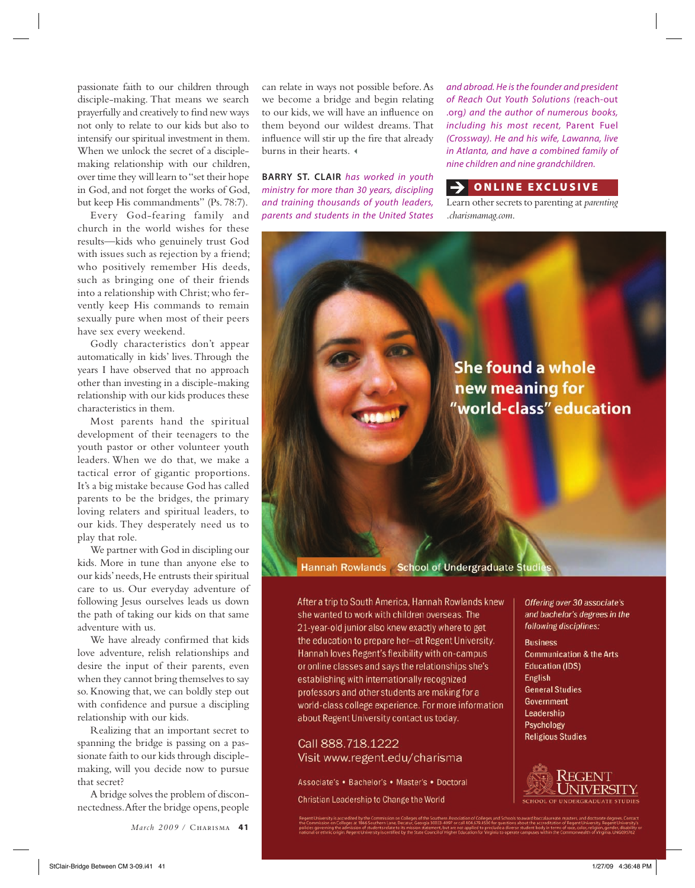passionate faith to our children through disciple-making. That means we search prayerfully and creatively to find new ways not only to relate to our kids but also to intensify our spiritual investment in them. When we unlock the secret of a disciple-making relationship with our children, over time they will learn to "set their hope in God, and not forget the works of God, but keep His commandments" (Ps. 78:7).

Every God-fearing family and church in the world wishes for these results—kids who genuinely trust God with issues such as rejection by a friend; who positively remember His deeds, such as bringing one of their friends into a relationship with Christ; who fervently keep His commands to remain sexually pure when most of their peers have sex every weekend.

Godly characteristics don't appear automatically in kids' lives. Through the years I have observed that no approach other than investing in a disciple-making relationship with our kids produces these characteristics in them.

Most parents hand the spiritual development of their teenagers to the youth pastor or other volunteer youth leaders. When we do that, we make a tactical error of gigantic proportions. It's a big mistake because God has called parents to be the bridges, the primary loving relaters and spiritual leaders, to our kids. They desperately need us to play that role.

We partner with God in discipling our kids. More in tune than anyone else to our kids' needs, He entrusts their spiritual care to us. Our everyday adventure of following Jesus ourselves leads us down the path of taking our kids on that same adventure with us.

We have already confirmed that kids love adventure, relish relationships and desire the input of their parents, even when they cannot bring themselves to say so. Knowing that, we can boldly step out with confidence and pursue a discipling relationship with our kids.

Realizing that an important secret to spanning the bridge is passing on a passionate faith to our kids through disciple-making, will you decide now to pursue that secret?

A bridge solves the problem of disconnectedness. After the bridge opens, people can relate in ways not possible before. As we become a bridge and begin relating to our kids, we will have an influence on them beyond our wildest dreams. That influence will stir up the fire that already burns in their hearts.

**BARRY ST. CLAIR** *has worked in youth ministry for more than 30 years, discipling and training thousands of youth leaders, parents and students in the United States and abroad. He is the founder and president of Reach Out Youth Solutions (*reach-out.org*) and the author of numerous books, including his most recent,* Parent Fuel *(Crossway). He and his wife, Lawanna, live in Atlanta, and have a combined family of nine children and nine grandchildren.*

**ONLINE EXCLUSIVE**

Learn other secrets to parenting at *parenting.charismamag.com*.

**She found a whole new meaning for "world-class" education**

**Hannah Rowlands** | **School of Undergraduate Studies**

After a trip to South America, Hannah Rowlands knew she wanted to work with children overseas. The 21-year-old junior also knew exactly where to get the education to prepare her—at Regent University. Hannah loves Regent's flexibility with on-campus or online classes and says the relationships she's establishing with internationally recognized professors and other students are making for a world-class college experience. For more information about Regent University contact us today.

Call 888.718.1222
Visit www.regent.edu/charisma

Associate's • Bachelor's • Master's • Doctoral

Christian Leadership to Change the World

*Offering over 30 associate's and bachelor's degrees in the following disciplines:*

- Business
- Communication & the Arts
- Education (IDS)
- English
- General Studies
- Government
- Leadership
- Psychology
- Religious Studies

REGENT UNIVERSITY
SCHOOL OF UNDERGRADUATE STUDIES

Regent University is accredited by the Commission on Colleges of the Southern Association of Colleges and Schools to award baccalaureate, masters, and doctorate degrees. Contact the Commission on Colleges at 1866 Southern Lane, Decatur, Georgia 30033-4097 or call 404.679.4500 for questions about the accreditation of Regent University. Regent University's policies governing the admission of students relate to its mission statement, but are not applied to preclude a diverse student body in terms of race, color, religion, gender, disability or national or ethnic origin. Regent University is certified by the State Council of Higher Education for Virginia to operate campuses within the Commonwealth of Virginia. UNG095762